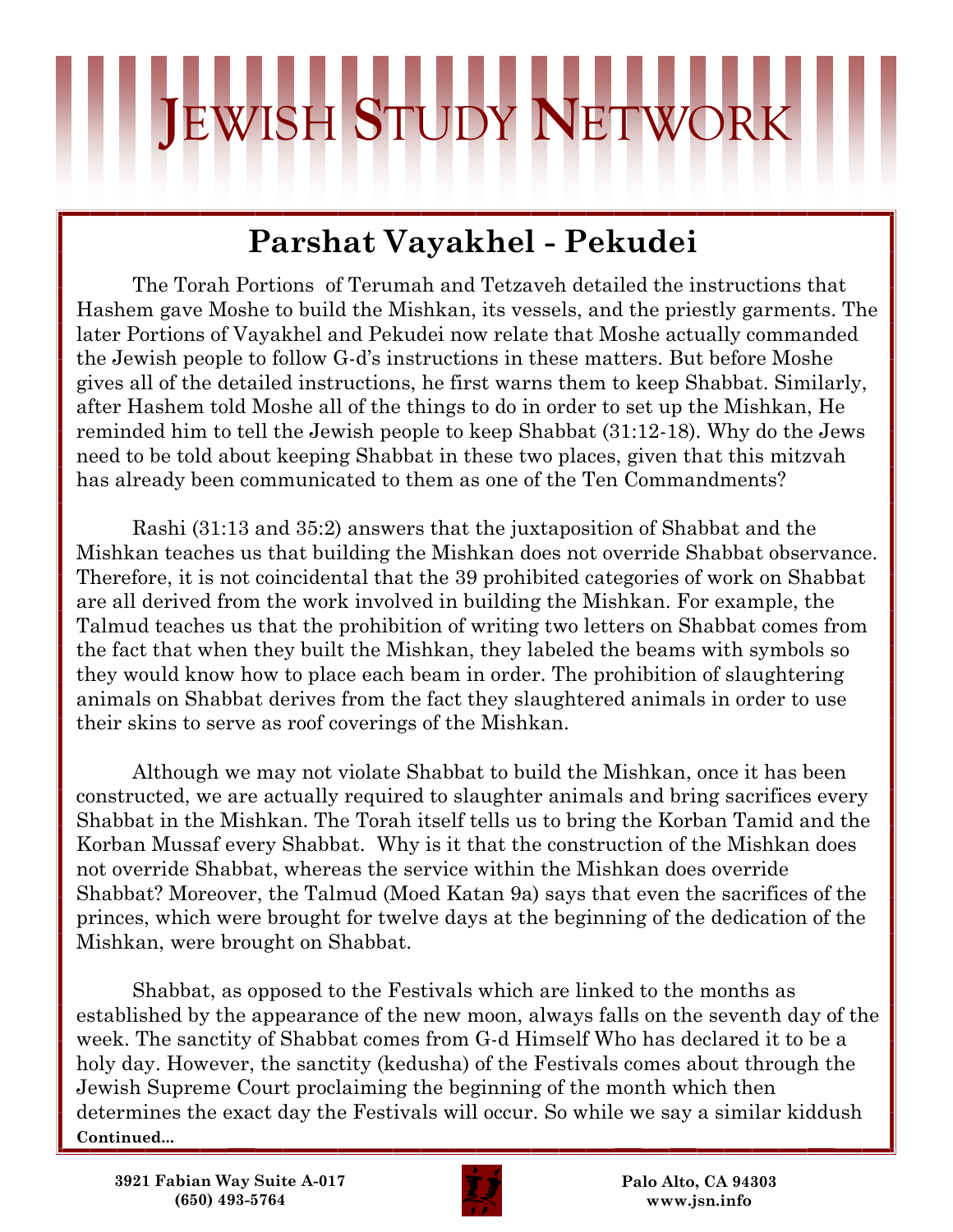# Jewish Study Network

## Parshat Vayakhel - Pekudei

The Torah Portions of Terumah and Tetzaveh detailed the instructions that Hashem gave Moshe to build the Mishkan, its vessels, and the priestly garments. The later Portions of Vayakhel and Pekudei now relate that Moshe actually commanded the Jewish people to follow G-d's instructions in these matters. But before Moshe gives all of the detailed instructions, he first warns them to keep Shabbat. Similarly, after Hashem told Moshe all of the things to do in order to set up the Mishkan, He reminded him to tell the Jewish people to keep Shabbat (31:12-18). Why do the Jews need to be told about keeping Shabbat in these two places, given that this mitzvah has already been communicated to them as one of the Ten Commandments?

Rashi (31:13 and 35:2) answers that the juxtaposition of Shabbat and the Mishkan teaches us that building the Mishkan does not override Shabbat observance. Therefore, it is not coincidental that the 39 prohibited categories of work on Shabbat are all derived from the work involved in building the Mishkan. For example, the Talmud teaches us that the prohibition of writing two letters on Shabbat comes from the fact that when they built the Mishkan, they labeled the beams with symbols so they would know how to place each beam in order. The prohibition of slaughtering animals on Shabbat derives from the fact they slaughtered animals in order to use their skins to serve as roof coverings of the Mishkan.

Although we may not violate Shabbat to build the Mishkan, once it has been constructed, we are actually required to slaughter animals and bring sacrifices every Shabbat in the Mishkan. The Torah itself tells us to bring the Korban Tamid and the Korban Mussaf every Shabbat. Why is it that the construction of the Mishkan does not override Shabbat, whereas the service within the Mishkan does override Shabbat? Moreover, the Talmud (Moed Katan 9a) says that even the sacrifices of the princes, which were brought for twelve days at the beginning of the dedication of the Mishkan, were brought on Shabbat.

Shabbat, as opposed to the Festivals which are linked to the months as established by the appearance of the new moon, always falls on the seventh day of the week. The sanctity of Shabbat comes from G-d Himself Who has declared it to be a holy day. However, the sanctity (kedusha) of the Festivals comes about through the Jewish Supreme Court proclaiming the beginning of the month which then determines the exact day the Festivals will occur. So while we say a similar kiddush

**Continued...**

**3921 Fabian Way Suite A-017**
**(650) 493-5764**

**Palo Alto, CA 94303**
**www.jsn.info**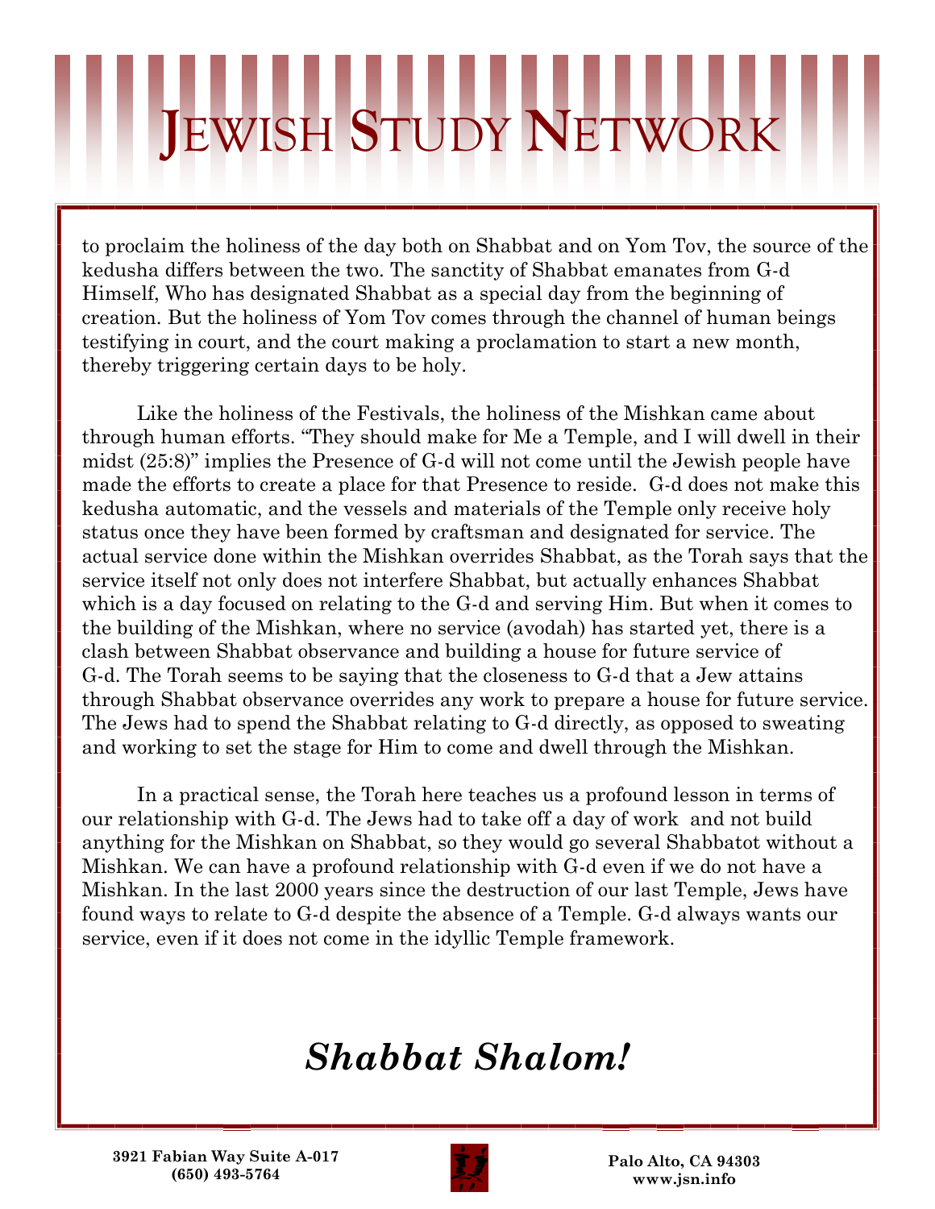to proclaim the holiness of the day both on Shabbat and on Yom Tov, the source of the kedusha differs between the two. The sanctity of Shabbat emanates from G-d Himself, Who has designated Shabbat as a special day from the beginning of creation. But the holiness of Yom Tov comes through the channel of human beings testifying in court, and the court making a proclamation to start a new month, thereby triggering certain days to be holy.

Like the holiness of the Festivals, the holiness of the Mishkan came about through human efforts. "They should make for Me a Temple, and I will dwell in their midst (25:8)" implies the Presence of G-d will not come until the Jewish people have made the efforts to create a place for that Presence to reside. G-d does not make this kedusha automatic, and the vessels and materials of the Temple only receive holy status once they have been formed by craftsman and designated for service. The actual service done within the Mishkan overrides Shabbat, as the Torah says that the service itself not only does not interfere Shabbat, but actually enhances Shabbat which is a day focused on relating to the G-d and serving Him. But when it comes to the building of the Mishkan, where no service (avodah) has started yet, there is a clash between Shabbat observance and building a house for future service of G-d. The Torah seems to be saying that the closeness to G-d that a Jew attains through Shabbat observance overrides any work to prepare a house for future service. The Jews had to spend the Shabbat relating to G-d directly, as opposed to sweating and working to set the stage for Him to come and dwell through the Mishkan.

In a practical sense, the Torah here teaches us a profound lesson in terms of our relationship with G-d. The Jews had to take off a day of work and not build anything for the Mishkan on Shabbat, so they would go several Shabbatot without a Mishkan. We can have a profound relationship with G-d even if we do not have a Mishkan. In the last 2000 years since the destruction of our last Temple, Jews have found ways to relate to G-d despite the absence of a Temple. G-d always wants our service, even if it does not come in the idyllic Temple framework.

***Shabbat Shalom!***